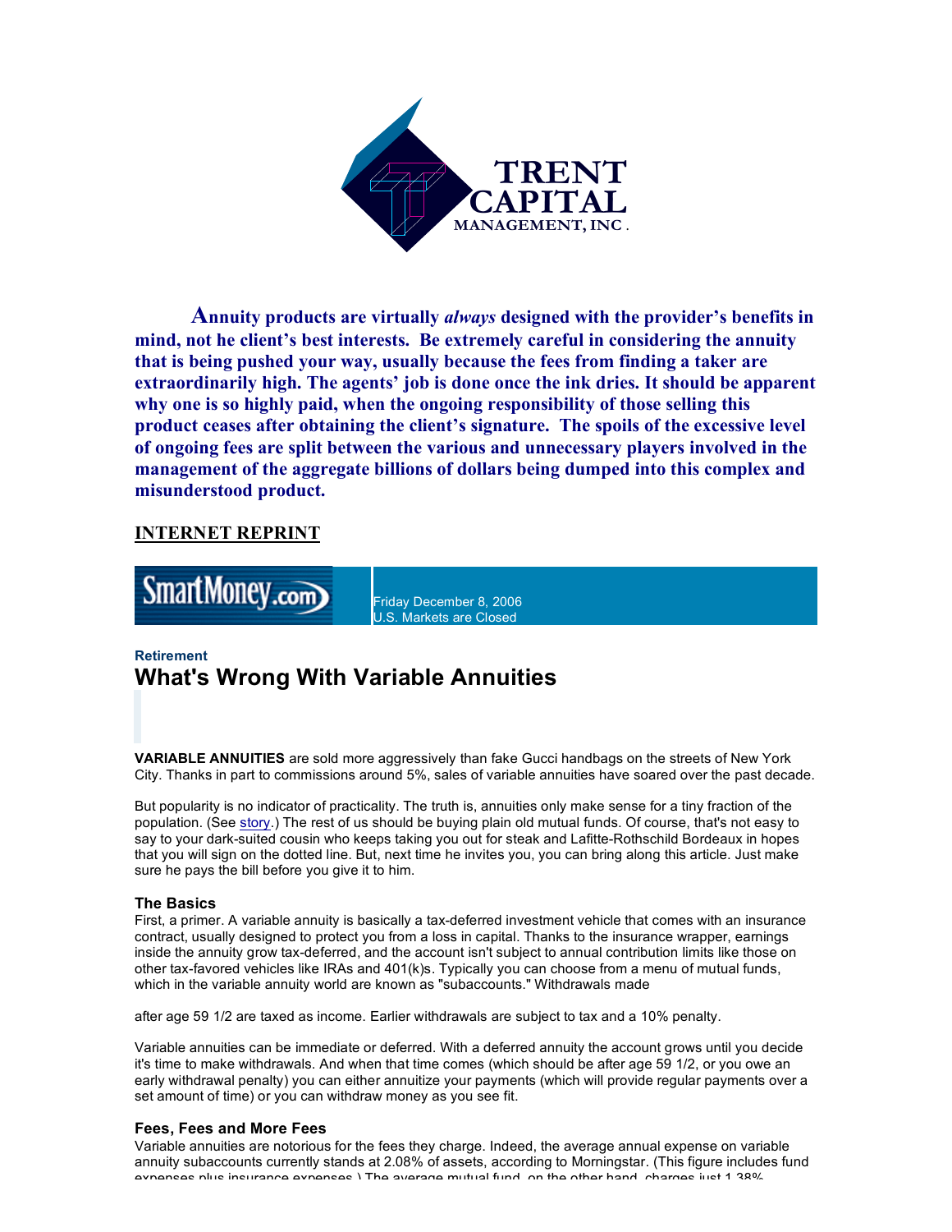**TRENT CAPITAL MANAGEMENT, INC.**

**Annuity products are virtually *always* designed with the provider's benefits in mind, not he client's best interests. Be extremely careful in considering the annuity that is being pushed your way, usually because the fees from finding a taker are extraordinarily high. The agents' job is done once the ink dries. It should be apparent why one is so highly paid, when the ongoing responsibility of those selling this product ceases after obtaining the client's signature. The spoils of the excessive level of ongoing fees are split between the various and unnecessary players involved in the management of the aggregate billions of dollars being dumped into this complex and misunderstood product.**

**INTERNET REPRINT**

SmartMoney.com

Friday December 8, 2006
U.S. Markets are Closed

**Retirement**

# What's Wrong With Variable Annuities

**VARIABLE ANNUITIES** are sold more aggressively than fake Gucci handbags on the streets of New York City. Thanks in part to commissions around 5%, sales of variable annuities have soared over the past decade.

But popularity is no indicator of practicality. The truth is, annuities only make sense for a tiny fraction of the population. (See story.) The rest of us should be buying plain old mutual funds. Of course, that's not easy to say to your dark-suited cousin who keeps taking you out for steak and Lafitte-Rothschild Bordeaux in hopes that you will sign on the dotted line. But, next time he invites you, you can bring along this article. Just make sure he pays the bill before you give it to him.

### The Basics

First, a primer. A variable annuity is basically a tax-deferred investment vehicle that comes with an insurance contract, usually designed to protect you from a loss in capital. Thanks to the insurance wrapper, earnings inside the annuity grow tax-deferred, and the account isn't subject to annual contribution limits like those on other tax-favored vehicles like IRAs and 401(k)s. Typically you can choose from a menu of mutual funds, which in the variable annuity world are known as "subaccounts." Withdrawals made after age 59 1/2 are taxed as income. Earlier withdrawals are subject to tax and a 10% penalty.

Variable annuities can be immediate or deferred. With a deferred annuity the account grows until you decide it's time to make withdrawals. And when that time comes (which should be after age 59 1/2, or you owe an early withdrawal penalty) you can either annuitize your payments (which will provide regular payments over a set amount of time) or you can withdraw money as you see fit.

### Fees, Fees and More Fees

Variable annuities are notorious for the fees they charge. Indeed, the average annual expense on variable annuity subaccounts currently stands at 2.08% of assets, according to Morningstar. (This figure includes fund expenses plus insurance expenses.) The average mutual fund, on the other hand, charges just 1.38%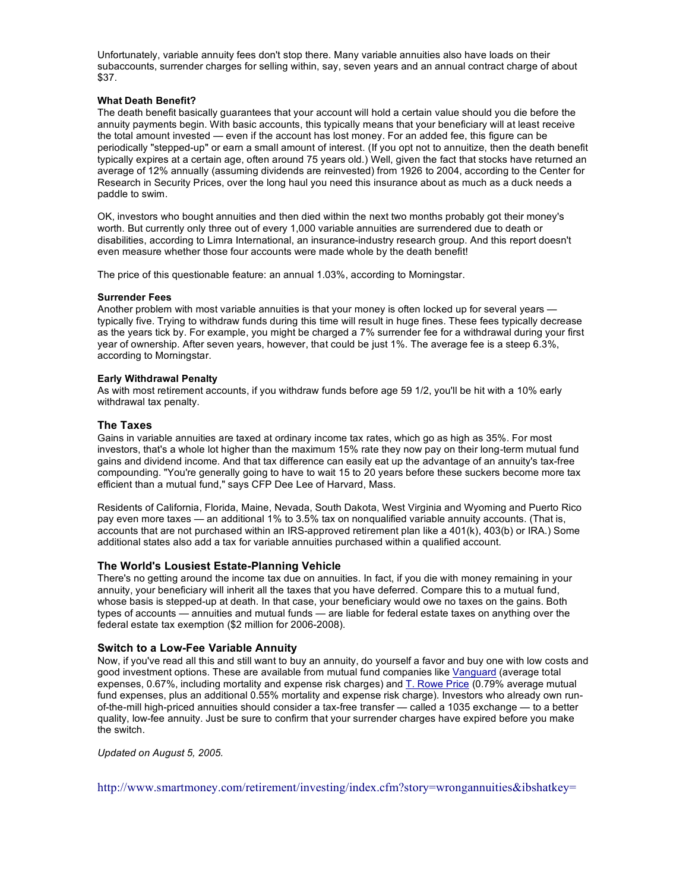Unfortunately, variable annuity fees don't stop there. Many variable annuities also have loads on their subaccounts, surrender charges for selling within, say, seven years and an annual contract charge of about $37.

**What Death Benefit?**

The death benefit basically guarantees that your account will hold a certain value should you die before the annuity payments begin. With basic accounts, this typically means that your beneficiary will at least receive the total amount invested — even if the account has lost money. For an added fee, this figure can be periodically "stepped-up" or earn a small amount of interest. (If you opt not to annuitize, then the death benefit typically expires at a certain age, often around 75 years old.) Well, given the fact that stocks have returned an average of 12% annually (assuming dividends are reinvested) from 1926 to 2004, according to the Center for Research in Security Prices, over the long haul you need this insurance about as much as a duck needs a paddle to swim.

OK, investors who bought annuities and then died within the next two months probably got their money's worth. But currently only three out of every 1,000 variable annuities are surrendered due to death or disabilities, according to Limra International, an insurance-industry research group. And this report doesn't even measure whether those four accounts were made whole by the death benefit!

The price of this questionable feature: an annual 1.03%, according to Morningstar.

**Surrender Fees**

Another problem with most variable annuities is that your money is often locked up for several years — typically five. Trying to withdraw funds during this time will result in huge fines. These fees typically decrease as the years tick by. For example, you might be charged a 7% surrender fee for a withdrawal during your first year of ownership. After seven years, however, that could be just 1%. The average fee is a steep 6.3%, according to Morningstar.

**Early Withdrawal Penalty**

As with most retirement accounts, if you withdraw funds before age 59 1/2, you'll be hit with a 10% early withdrawal tax penalty.

## The Taxes

Gains in variable annuities are taxed at ordinary income tax rates, which go as high as 35%. For most investors, that's a whole lot higher than the maximum 15% rate they now pay on their long-term mutual fund gains and dividend income. And that tax difference can easily eat up the advantage of an annuity's tax-free compounding. "You're generally going to have to wait 15 to 20 years before these suckers become more tax efficient than a mutual fund," says CFP Dee Lee of Harvard, Mass.

Residents of California, Florida, Maine, Nevada, South Dakota, West Virginia and Wyoming and Puerto Rico pay even more taxes — an additional 1% to 3.5% tax on nonqualified variable annuity accounts. (That is, accounts that are not purchased within an IRS-approved retirement plan like a 401(k), 403(b) or IRA.) Some additional states also add a tax for variable annuities purchased within a qualified account.

## The World's Lousiest Estate-Planning Vehicle

There's no getting around the income tax due on annuities. In fact, if you die with money remaining in your annuity, your beneficiary will inherit all the taxes that you have deferred. Compare this to a mutual fund, whose basis is stepped-up at death. In that case, your beneficiary would owe no taxes on the gains. Both types of accounts — annuities and mutual funds — are liable for federal estate taxes on anything over the federal estate tax exemption ($2 million for 2006-2008).

## Switch to a Low-Fee Variable Annuity

Now, if you've read all this and still want to buy an annuity, do yourself a favor and buy one with low costs and good investment options. These are available from mutual fund companies like Vanguard (average total expenses, 0.67%, including mortality and expense risk charges) and T. Rowe Price (0.79% average mutual fund expenses, plus an additional 0.55% mortality and expense risk charge). Investors who already own run-of-the-mill high-priced annuities should consider a tax-free transfer — called a 1035 exchange — to a better quality, low-fee annuity. Just be sure to confirm that your surrender charges have expired before you make the switch.

*Updated on August 5, 2005.*

http://www.smartmoney.com/retirement/investing/index.cfm?story=wrongannuities&ibshatkey=